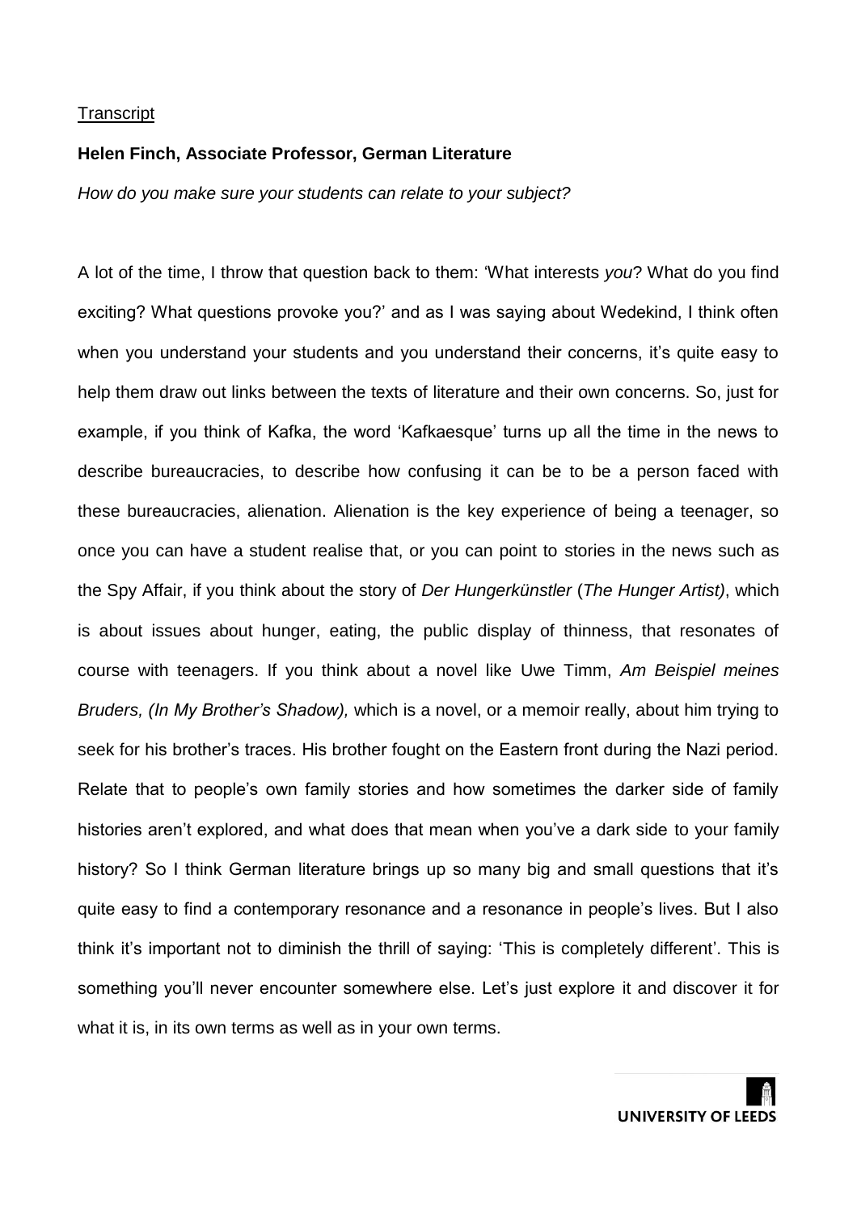Transcript

**Helen Finch, Associate Professor, German Literature**

*How do you make sure your students can relate to your subject?*

A lot of the time, I throw that question back to them: 'What interests *you*? What do you find exciting? What questions provoke you?' and as I was saying about Wedekind, I think often when you understand your students and you understand their concerns, it's quite easy to help them draw out links between the texts of literature and their own concerns. So, just for example, if you think of Kafka, the word 'Kafkaesque' turns up all the time in the news to describe bureaucracies, to describe how confusing it can be to be a person faced with these bureaucracies, alienation. Alienation is the key experience of being a teenager, so once you can have a student realise that, or you can point to stories in the news such as the Spy Affair, if you think about the story of *Der Hungerkünstler* (*The Hunger Artist)*, which is about issues about hunger, eating, the public display of thinness, that resonates of course with teenagers. If you think about a novel like Uwe Timm, *Am Beispiel meines Bruders, (In My Brother's Shadow),* which is a novel, or a memoir really, about him trying to seek for his brother's traces. His brother fought on the Eastern front during the Nazi period. Relate that to people's own family stories and how sometimes the darker side of family histories aren't explored, and what does that mean when you've a dark side to your family history? So I think German literature brings up so many big and small questions that it's quite easy to find a contemporary resonance and a resonance in people's lives. But I also think it's important not to diminish the thrill of saying: 'This is completely different'. This is something you'll never encounter somewhere else. Let's just explore it and discover it for what it is, in its own terms as well as in your own terms.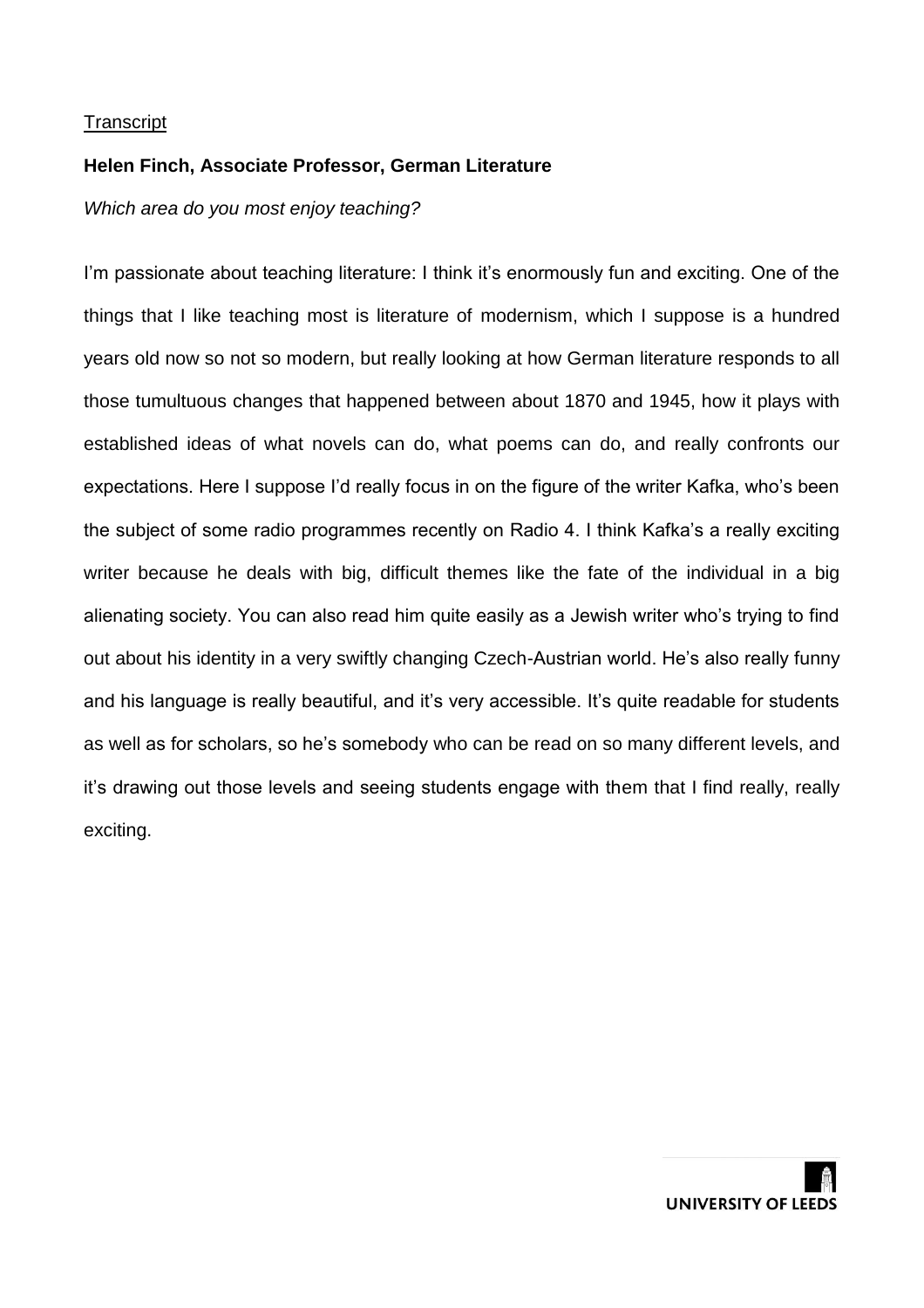Transcript

**Helen Finch, Associate Professor, German Literature**

*Which area do you most enjoy teaching?*

I'm passionate about teaching literature: I think it's enormously fun and exciting. One of the things that I like teaching most is literature of modernism, which I suppose is a hundred years old now so not so modern, but really looking at how German literature responds to all those tumultuous changes that happened between about 1870 and 1945, how it plays with established ideas of what novels can do, what poems can do, and really confronts our expectations. Here I suppose I'd really focus in on the figure of the writer Kafka, who's been the subject of some radio programmes recently on Radio 4. I think Kafka's a really exciting writer because he deals with big, difficult themes like the fate of the individual in a big alienating society. You can also read him quite easily as a Jewish writer who's trying to find out about his identity in a very swiftly changing Czech-Austrian world. He's also really funny and his language is really beautiful, and it's very accessible. It's quite readable for students as well as for scholars, so he's somebody who can be read on so many different levels, and it's drawing out those levels and seeing students engage with them that I find really, really exciting.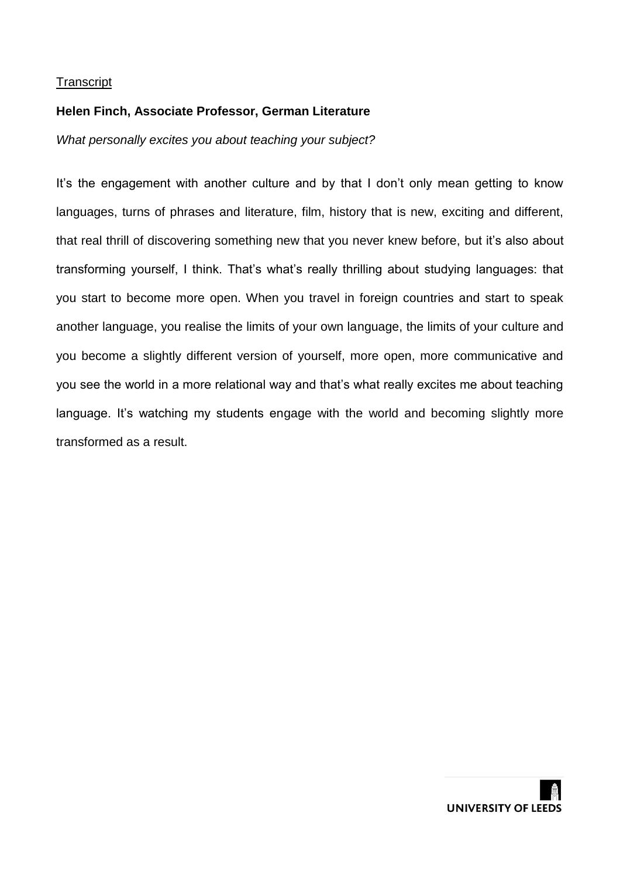Transcript

**Helen Finch, Associate Professor, German Literature**

*What personally excites you about teaching your subject?*

It's the engagement with another culture and by that I don't only mean getting to know languages, turns of phrases and literature, film, history that is new, exciting and different, that real thrill of discovering something new that you never knew before, but it's also about transforming yourself, I think. That's what's really thrilling about studying languages: that you start to become more open. When you travel in foreign countries and start to speak another language, you realise the limits of your own language, the limits of your culture and you become a slightly different version of yourself, more open, more communicative and you see the world in a more relational way and that's what really excites me about teaching language. It's watching my students engage with the world and becoming slightly more transformed as a result.

UNIVERSITY OF LEEDS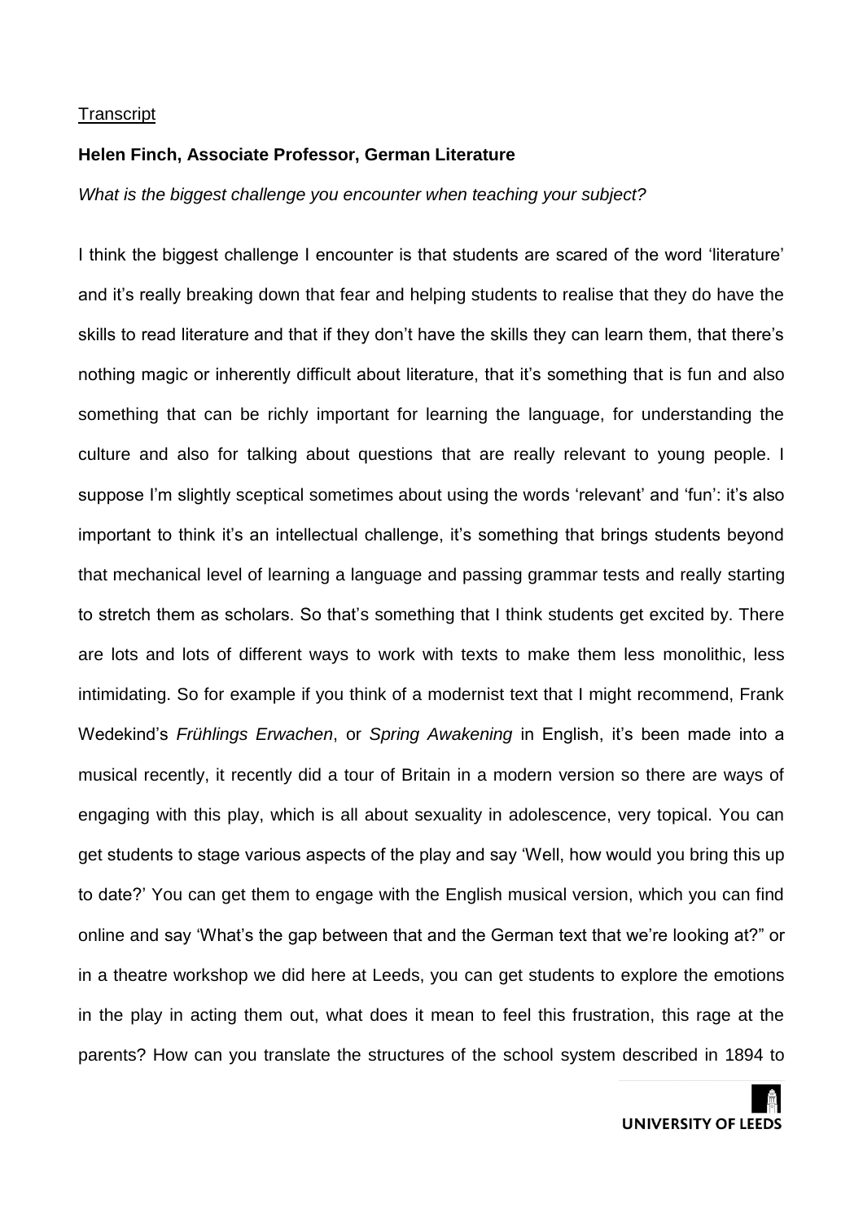Transcript

**Helen Finch, Associate Professor, German Literature**

*What is the biggest challenge you encounter when teaching your subject?*

I think the biggest challenge I encounter is that students are scared of the word 'literature' and it's really breaking down that fear and helping students to realise that they do have the skills to read literature and that if they don't have the skills they can learn them, that there's nothing magic or inherently difficult about literature, that it's something that is fun and also something that can be richly important for learning the language, for understanding the culture and also for talking about questions that are really relevant to young people. I suppose I'm slightly sceptical sometimes about using the words 'relevant' and 'fun': it's also important to think it's an intellectual challenge, it's something that brings students beyond that mechanical level of learning a language and passing grammar tests and really starting to stretch them as scholars. So that's something that I think students get excited by. There are lots and lots of different ways to work with texts to make them less monolithic, less intimidating. So for example if you think of a modernist text that I might recommend, Frank Wedekind's *Frühlings Erwachen*, or *Spring Awakening* in English, it's been made into a musical recently, it recently did a tour of Britain in a modern version so there are ways of engaging with this play, which is all about sexuality in adolescence, very topical. You can get students to stage various aspects of the play and say 'Well, how would you bring this up to date?' You can get them to engage with the English musical version, which you can find online and say 'What's the gap between that and the German text that we're looking at?" or in a theatre workshop we did here at Leeds, you can get students to explore the emotions in the play in acting them out, what does it mean to feel this frustration, this rage at the parents? How can you translate the structures of the school system described in 1894 to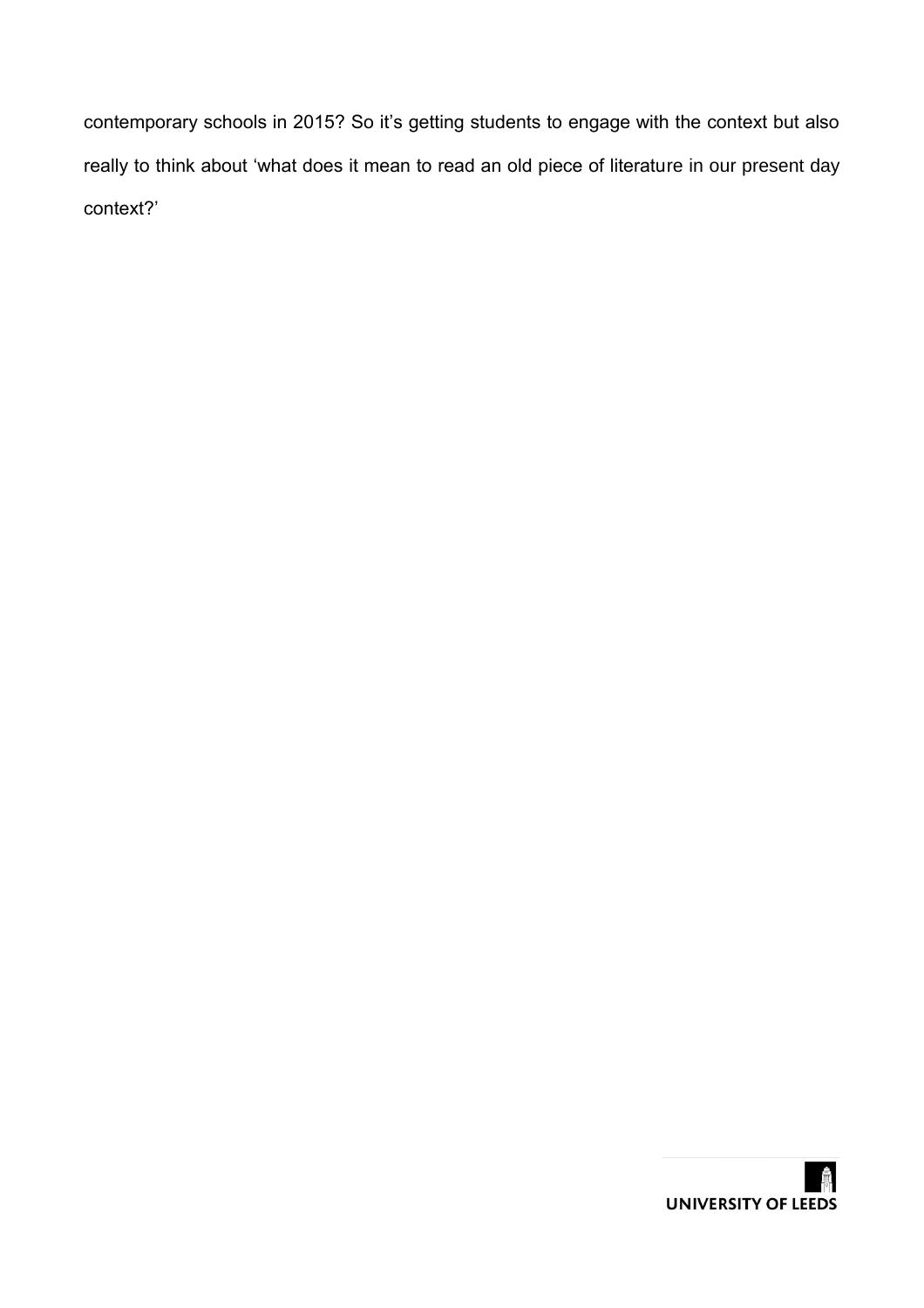contemporary schools in 2015? So it's getting students to engage with the context but also really to think about 'what does it mean to read an old piece of literature in our present day context?'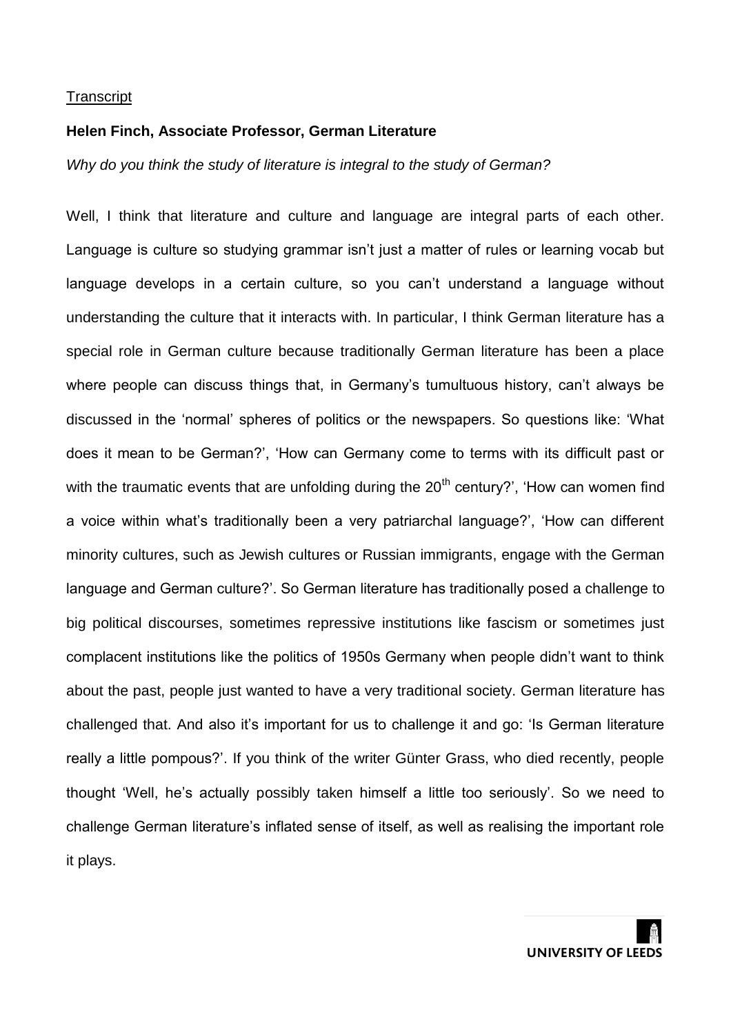Transcript

**Helen Finch, Associate Professor, German Literature**

*Why do you think the study of literature is integral to the study of German?*

Well, I think that literature and culture and language are integral parts of each other. Language is culture so studying grammar isn't just a matter of rules or learning vocab but language develops in a certain culture, so you can't understand a language without understanding the culture that it interacts with. In particular, I think German literature has a special role in German culture because traditionally German literature has been a place where people can discuss things that, in Germany's tumultuous history, can't always be discussed in the 'normal' spheres of politics or the newspapers. So questions like: 'What does it mean to be German?', 'How can Germany come to terms with its difficult past or with the traumatic events that are unfolding during the 20th century?', 'How can women find a voice within what's traditionally been a very patriarchal language?', 'How can different minority cultures, such as Jewish cultures or Russian immigrants, engage with the German language and German culture?'. So German literature has traditionally posed a challenge to big political discourses, sometimes repressive institutions like fascism or sometimes just complacent institutions like the politics of 1950s Germany when people didn't want to think about the past, people just wanted to have a very traditional society. German literature has challenged that. And also it's important for us to challenge it and go: 'Is German literature really a little pompous?'. If you think of the writer Günter Grass, who died recently, people thought 'Well, he's actually possibly taken himself a little too seriously'. So we need to challenge German literature's inflated sense of itself, as well as realising the important role it plays.